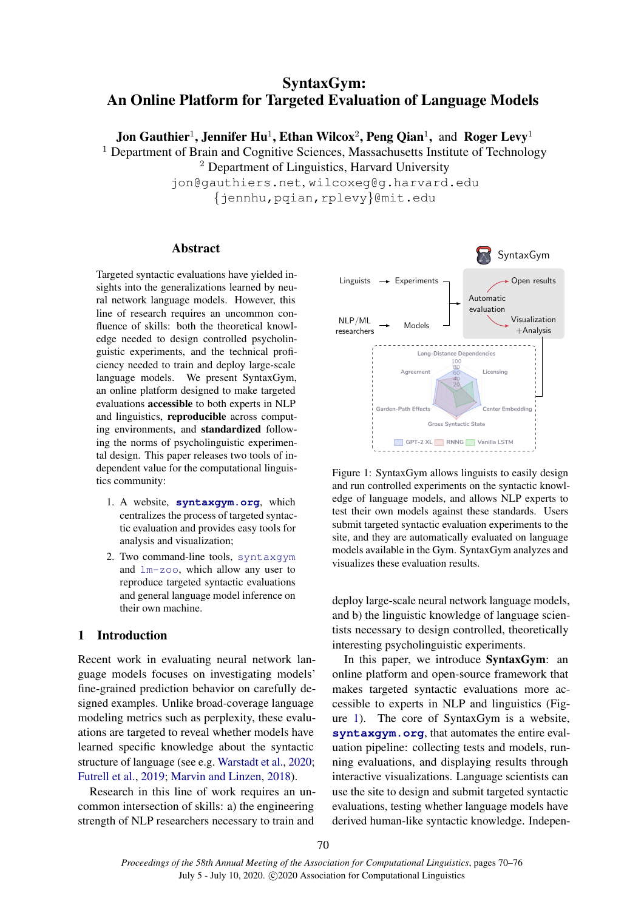# SyntaxGym: An Online Platform for Targeted Evaluation of Language Models

**Jon Gauthier**[1], **Jennifer Hu**[1], **Ethan Wilcox**[2], **Peng Qian**[1], and **Roger Levy**[1]

[1] Department of Brain and Cognitive Sciences, Massachusetts Institute of Technology
[2] Department of Linguistics, Harvard University

jon@gauthiers.net, wilcoxeg@g.harvard.edu
{jennhu,pqian,rplevy}@mit.edu

## Abstract

Targeted syntactic evaluations have yielded insights into the generalizations learned by neural network language models. However, this line of research requires an uncommon confluence of skills: both the theoretical knowledge needed to design controlled psycholinguistic experiments, and the technical proficiency needed to train and deploy large-scale language models. We present SyntaxGym, an online platform designed to make targeted evaluations **accessible** to both experts in NLP and linguistics, **reproducible** across computing environments, and **standardized** following the norms of psycholinguistic experimental design. This paper releases two tools of independent value for the computational linguistics community:

1. A website, **`syntaxgym.org`**, which centralizes the process of targeted syntactic evaluation and provides easy tools for analysis and visualization;
2. Two command-line tools, `syntaxgym` and `lm-zoo`, which allow any user to reproduce targeted syntactic evaluations and general language model inference on their own machine.

Figure 1: SyntaxGym allows linguists to easily design and run controlled experiments on the syntactic knowledge of language models, and allows NLP experts to test their own models against these standards. Users submit targeted syntactic evaluation experiments to the site, and they are automatically evaluated on language models available in the Gym. SyntaxGym analyzes and visualizes these evaluation results.

## 1 Introduction

Recent work in evaluating neural network language models focuses on investigating models' fine-grained prediction behavior on carefully designed examples. Unlike broad-coverage language modeling metrics such as perplexity, these evaluations are targeted to reveal whether models have learned specific knowledge about the syntactic structure of language (see e.g. Warstadt et al., 2020; Futrell et al., 2019; Marvin and Linzen, 2018).

Research in this line of work requires an uncommon intersection of skills: a) the engineering strength of NLP researchers necessary to train and deploy large-scale neural network language models, and b) the linguistic knowledge of language scientists necessary to design controlled, theoretically interesting psycholinguistic experiments.

In this paper, we introduce **SyntaxGym**: an online platform and open-source framework that makes targeted syntactic evaluations more accessible to experts in NLP and linguistics (Figure 1). The core of SyntaxGym is a website, **`syntaxgym.org`**, that automates the entire evaluation pipeline: collecting tests and models, running evaluations, and displaying results through interactive visualizations. Language scientists can use the site to design and submit targeted syntactic evaluations, testing whether language models have derived human-like syntactic knowledge. Indepen-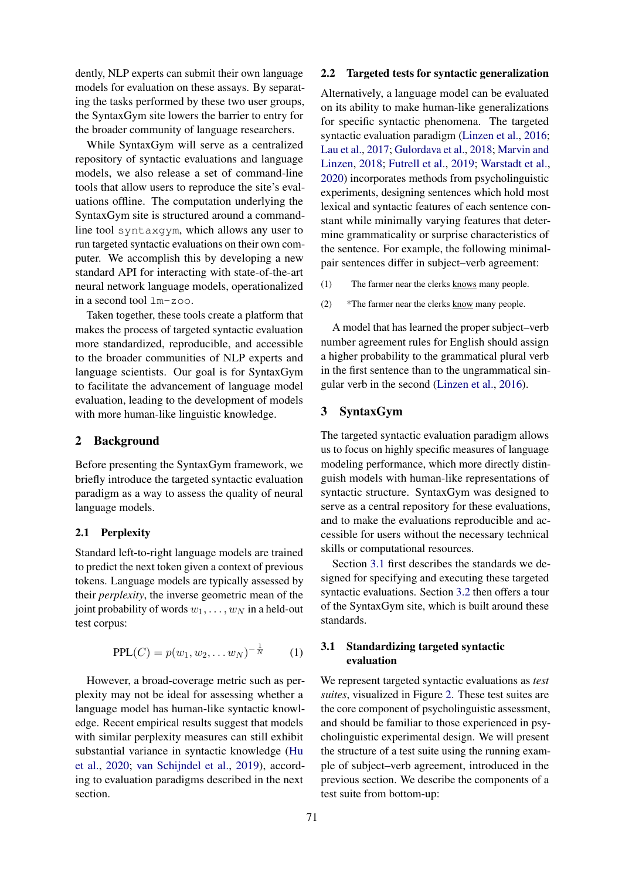dently, NLP experts can submit their own language models for evaluation on these assays. By separating the tasks performed by these two user groups, the SyntaxGym site lowers the barrier to entry for the broader community of language researchers.

While SyntaxGym will serve as a centralized repository of syntactic evaluations and language models, we also release a set of command-line tools that allow users to reproduce the site's evaluations offline. The computation underlying the SyntaxGym site is structured around a command-line tool `syntaxgym`, which allows any user to run targeted syntactic evaluations on their own computer. We accomplish this by developing a new standard API for interacting with state-of-the-art neural network language models, operationalized in a second tool `lm-zoo`.

Taken together, these tools create a platform that makes the process of targeted syntactic evaluation more standardized, reproducible, and accessible to the broader communities of NLP experts and language scientists. Our goal is for SyntaxGym to facilitate the advancement of language model evaluation, leading to the development of models with more human-like linguistic knowledge.

## 2 Background

Before presenting the SyntaxGym framework, we briefly introduce the targeted syntactic evaluation paradigm as a way to assess the quality of neural language models.

### 2.1 Perplexity

Standard left-to-right language models are trained to predict the next token given a context of previous tokens. Language models are typically assessed by their *perplexity*, the inverse geometric mean of the joint probability of words $w_1, \ldots, w_N$ in a held-out test corpus:

$$\text{PPL}(C) = p(w_1, w_2, \ldots w_N)^{-\frac{1}{N}} \qquad (1)$$

However, a broad-coverage metric such as perplexity may not be ideal for assessing whether a language model has human-like syntactic knowledge. Recent empirical results suggest that models with similar perplexity measures can still exhibit substantial variance in syntactic knowledge (Hu et al., 2020; van Schijndel et al., 2019), according to evaluation paradigms described in the next section.

### 2.2 Targeted tests for syntactic generalization

Alternatively, a language model can be evaluated on its ability to make human-like generalizations for specific syntactic phenomena. The targeted syntactic evaluation paradigm (Linzen et al., 2016; Lau et al., 2017; Gulordava et al., 2018; Marvin and Linzen, 2018; Futrell et al., 2019; Warstadt et al., 2020) incorporates methods from psycholinguistic experiments, designing sentences which hold most lexical and syntactic features of each sentence constant while minimally varying features that determine grammaticality or surprise characteristics of the sentence. For example, the following minimal-pair sentences differ in subject–verb agreement:

(1) The farmer near the clerks <u>knows</u> many people.

(2) *The farmer near the clerks <u>know</u> many people.

A model that has learned the proper subject–verb number agreement rules for English should assign a higher probability to the grammatical plural verb in the first sentence than to the ungrammatical singular verb in the second (Linzen et al., 2016).

## 3 SyntaxGym

The targeted syntactic evaluation paradigm allows us to focus on highly specific measures of language modeling performance, which more directly distinguish models with human-like representations of syntactic structure. SyntaxGym was designed to serve as a central repository for these evaluations, and to make the evaluations reproducible and accessible for users without the necessary technical skills or computational resources.

Section 3.1 first describes the standards we designed for specifying and executing these targeted syntactic evaluations. Section 3.2 then offers a tour of the SyntaxGym site, which is built around these standards.

### 3.1 Standardizing targeted syntactic evaluation

We represent targeted syntactic evaluations as *test suites*, visualized in Figure 2. These test suites are the core component of psycholinguistic assessment, and should be familiar to those experienced in psycholinguistic experimental design. We will present the structure of a test suite using the running example of subject–verb agreement, introduced in the previous section. We describe the components of a test suite from bottom-up: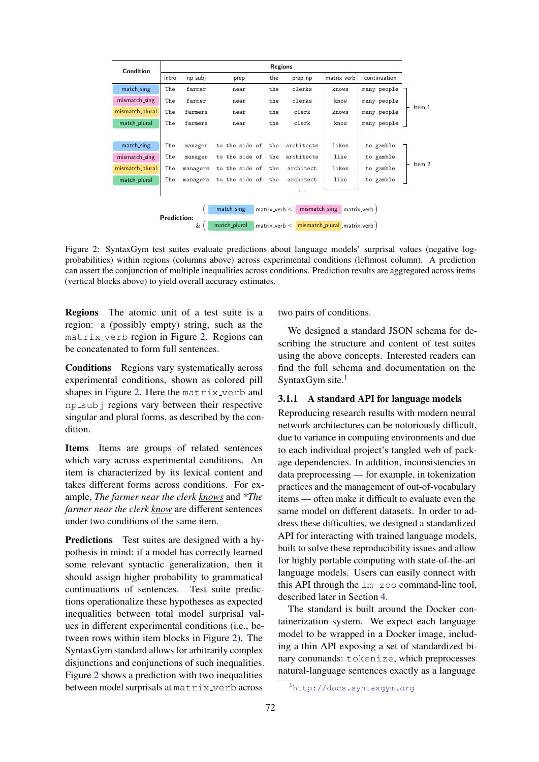| Condition | intro | np_subj | prep | the | prep_np | matrix_verb | continuation | |
|---|---|---|---|---|---|---|---|---|
| match_sing | The | farmer | near | the | clerks | knows | many people | Item 1 |
| mismatch_sing | The | farmer | near | the | clerks | know | many people | |
| mismatch_plural | The | farmers | near | the | clerk | knows | many people | |
| match_plural | The | farmers | near | the | clerk | know | many people | |
| match_sing | The | manager | to the side of | the | architects | likes | to gamble | Item 2 |
| mismatch_sing | The | manager | to the side of | the | architects | like | to gamble | |
| mismatch_plural | The | managers | to the side of | the | architect | likes | to gamble | |
| match_plural | The | managers | to the side of | the | architect | like | to gamble | |
| | | | | | ... | | | |

**Prediction:** ( match_sing .matrix_verb < mismatch_sing .matrix_verb ) & ( match_plural .matrix_verb < mismatch_plural .matrix_verb )

Figure 2: SyntaxGym test suites evaluate predictions about language models' surprisal values (negative log-probabilities) within regions (columns above) across experimental conditions (leftmost column). A prediction can assert the conjunction of multiple inequalities across conditions. Prediction results are aggregated across items (vertical blocks above) to yield overall accuracy estimates.

**Regions** The atomic unit of a test suite is a region: a (possibly empty) string, such as the `matrix_verb` region in Figure 2. Regions can be concatenated to form full sentences.

**Conditions** Regions vary systematically across experimental conditions, shown as colored pill shapes in Figure 2. Here the `matrix_verb` and `np_subj` regions vary between their respective singular and plural forms, as described by the condition.

**Items** Items are groups of related sentences which vary across experimental conditions. An item is characterized by its lexical content and takes different forms across conditions. For example, *The farmer near the clerk* <u>*knows*</u> and *\*The farmer near the clerk* <u>*know*</u> are different sentences under two conditions of the same item.

**Predictions** Test suites are designed with a hypothesis in mind: if a model has correctly learned some relevant syntactic generalization, then it should assign higher probability to grammatical continuations of sentences. Test suite predictions operationalize these hypotheses as expected inequalities between total model surprisal values in different experimental conditions (i.e., between rows within item blocks in Figure 2). The SyntaxGym standard allows for arbitrarily complex disjunctions and conjunctions of such inequalities. Figure 2 shows a prediction with two inequalities between model surprisals at `matrix_verb` across two pairs of conditions.

We designed a standard JSON schema for describing the structure and content of test suites using the above concepts. Interested readers can find the full schema and documentation on the SyntaxGym site.[1]

### 3.1.1 A standard API for language models

Reproducing research results with modern neural network architectures can be notoriously difficult, due to variance in computing environments and due to each individual project's tangled web of package dependencies. In addition, inconsistencies in data preprocessing — for example, in tokenization practices and the management of out-of-vocabulary items — often make it difficult to evaluate even the same model on different datasets. In order to address these difficulties, we designed a standardized API for interacting with trained language models, built to solve these reproducibility issues and allow for highly portable computing with state-of-the-art language models. Users can easily connect with this API through the `lm-zoo` command-line tool, described later in Section 4.

The standard is built around the Docker containerization system. We expect each language model to be wrapped in a Docker image, including a thin API exposing a set of standardized binary commands: `tokenize`, which preprocesses natural-language sentences exactly as a language

[1] http://docs.syntaxgym.org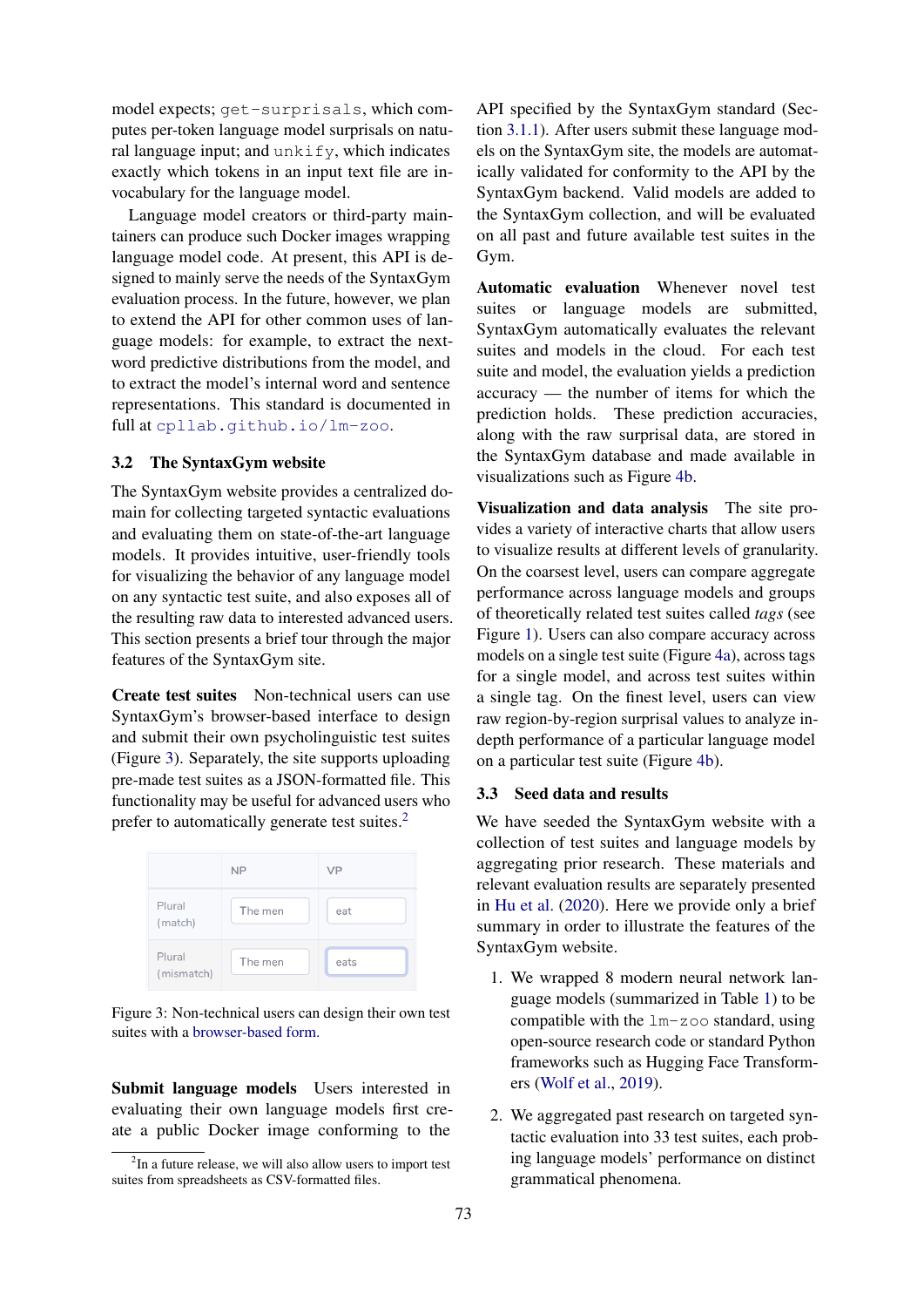model expects; `get-surprisals`, which computes per-token language model surprisals on natural language input; and `unkify`, which indicates exactly which tokens in an input text file are invocabulary for the language model.

Language model creators or third-party maintainers can produce such Docker images wrapping language model code. At present, this API is designed to mainly serve the needs of the SyntaxGym evaluation process. In the future, however, we plan to extend the API for other common uses of language models: for example, to extract the next-word predictive distributions from the model, and to extract the model's internal word and sentence representations. This standard is documented in full at `cpllab.github.io/lm-zoo`.

## 3.2 The SyntaxGym website

The SyntaxGym website provides a centralized domain for collecting targeted syntactic evaluations and evaluating them on state-of-the-art language models. It provides intuitive, user-friendly tools for visualizing the behavior of any language model on any syntactic test suite, and also exposes all of the resulting raw data to interested advanced users. This section presents a brief tour through the major features of the SyntaxGym site.

**Create test suites** Non-technical users can use SyntaxGym's browser-based interface to design and submit their own psycholinguistic test suites (Figure 3). Separately, the site supports uploading pre-made test suites as a JSON-formatted file. This functionality may be useful for advanced users who prefer to automatically generate test suites.[2]

| | NP | VP |
|---|---|---|
| Plural (match) | The men | eat |
| Plural (mismatch) | The men | eats |

Figure 3: Non-technical users can design their own test suites with a browser-based form.

**Submit language models** Users interested in evaluating their own language models first create a public Docker image conforming to the API specified by the SyntaxGym standard (Section 3.1.1). After users submit these language models on the SyntaxGym site, the models are automatically validated for conformity to the API by the SyntaxGym backend. Valid models are added to the SyntaxGym collection, and will be evaluated on all past and future available test suites in the Gym.

**Automatic evaluation** Whenever novel test suites or language models are submitted, SyntaxGym automatically evaluates the relevant suites and models in the cloud. For each test suite and model, the evaluation yields a prediction accuracy — the number of items for which the prediction holds. These prediction accuracies, along with the raw surprisal data, are stored in the SyntaxGym database and made available in visualizations such as Figure 4b.

**Visualization and data analysis** The site provides a variety of interactive charts that allow users to visualize results at different levels of granularity. On the coarsest level, users can compare aggregate performance across language models and groups of theoretically related test suites called *tags* (see Figure 1). Users can also compare accuracy across models on a single test suite (Figure 4a), across tags for a single model, and across test suites within a single tag. On the finest level, users can view raw region-by-region surprisal values to analyze in-depth performance of a particular language model on a particular test suite (Figure 4b).

## 3.3 Seed data and results

We have seeded the SyntaxGym website with a collection of test suites and language models by aggregating prior research. These materials and relevant evaluation results are separately presented in Hu et al. (2020). Here we provide only a brief summary in order to illustrate the features of the SyntaxGym website.

1. We wrapped 8 modern neural network language models (summarized in Table 1) to be compatible with the `lm-zoo` standard, using open-source research code or standard Python frameworks such as Hugging Face Transformers (Wolf et al., 2019).

2. We aggregated past research on targeted syntactic evaluation into 33 test suites, each probing language models' performance on distinct grammatical phenomena.

[2] In a future release, we will also allow users to import test suites from spreadsheets as CSV-formatted files.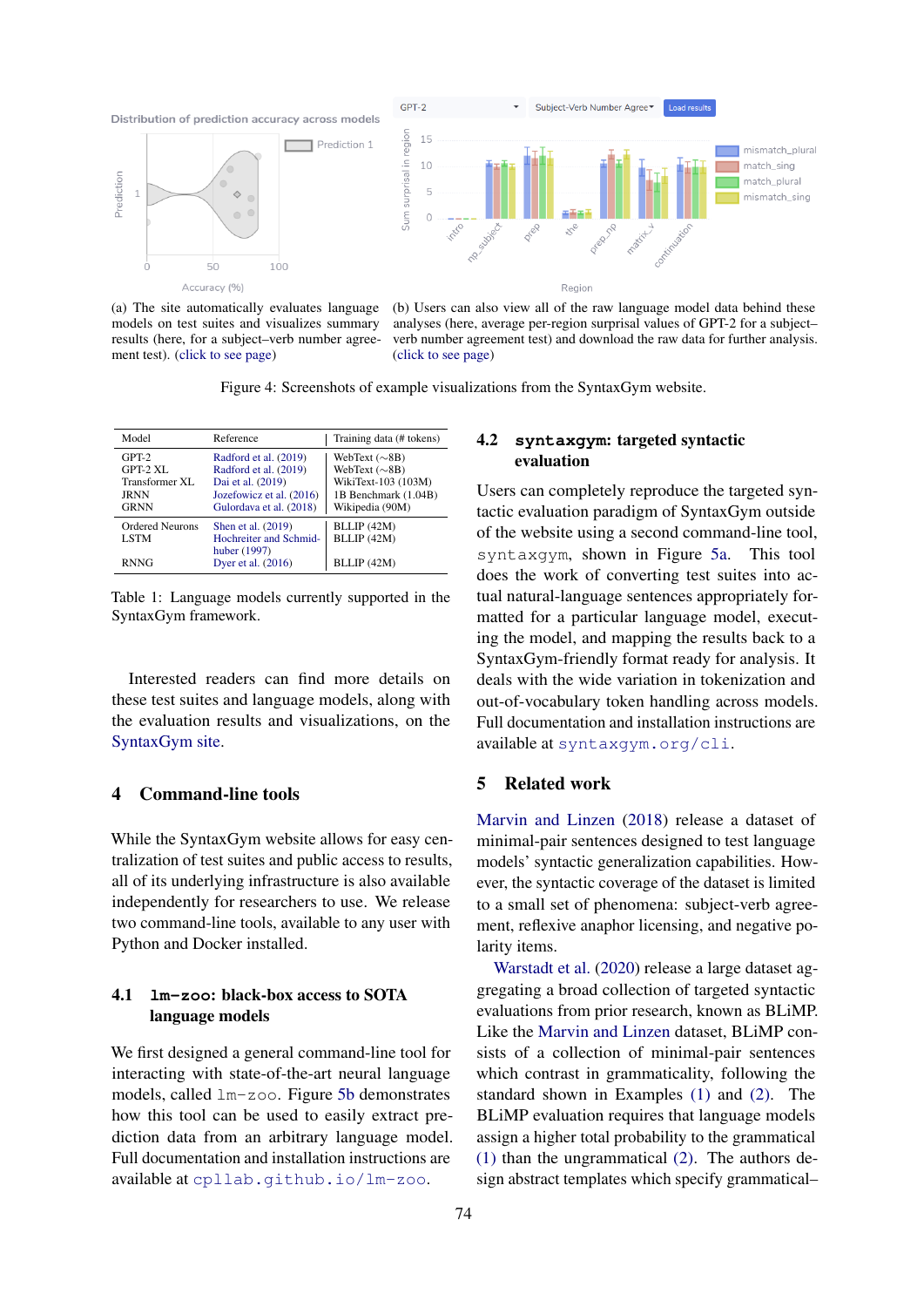(a) The site automatically evaluates language models on test suites and visualizes summary results (here, for a subject–verb number agreement test). (click to see page)

(b) Users can also view all of the raw language model data behind these analyses (here, average per-region surprisal values of GPT-2 for a subject–verb number agreement test) and download the raw data for further analysis. (click to see page)

Figure 4: Screenshots of example visualizations from the SyntaxGym website.

| Model | Reference | Training data (# tokens) |
|---|---|---|
| GPT-2 | Radford et al. (2019) | WebText (∼8B) |
| GPT-2 XL | Radford et al. (2019) | WebText (∼8B) |
| Transformer XL | Dai et al. (2019) | WikiText-103 (103M) |
| JRNN | Jozefowicz et al. (2016) | 1B Benchmark (1.04B) |
| GRNN | Gulordava et al. (2018) | Wikipedia (90M) |
| Ordered Neurons | Shen et al. (2019) | BLLIP (42M) |
| LSTM | Hochreiter and Schmidhuber (1997) | BLLIP (42M) |
| RNNG | Dyer et al. (2016) | BLLIP (42M) |

Table 1: Language models currently supported in the SyntaxGym framework.

Interested readers can find more details on these test suites and language models, along with the evaluation results and visualizations, on the SyntaxGym site.

## 4 Command-line tools

While the SyntaxGym website allows for easy centralization of test suites and public access to results, all of its underlying infrastructure is also available independently for researchers to use. We release two command-line tools, available to any user with Python and Docker installed.

### 4.1 `lm-zoo`: black-box access to SOTA language models

We first designed a general command-line tool for interacting with state-of-the-art neural language models, called `lm-zoo`. Figure 5b demonstrates how this tool can be used to easily extract prediction data from an arbitrary language model. Full documentation and installation instructions are available at `cpllab.github.io/lm-zoo`.

### 4.2 `syntaxgym`: targeted syntactic evaluation

Users can completely reproduce the targeted syntactic evaluation paradigm of SyntaxGym outside of the website using a second command-line tool, `syntaxgym`, shown in Figure 5a. This tool does the work of converting test suites into actual natural-language sentences appropriately formatted for a particular language model, executing the model, and mapping the results back to a SyntaxGym-friendly format ready for analysis. It deals with the wide variation in tokenization and out-of-vocabulary token handling across models. Full documentation and installation instructions are available at `syntaxgym.org/cli`.

## 5 Related work

Marvin and Linzen (2018) release a dataset of minimal-pair sentences designed to test language models' syntactic generalization capabilities. However, the syntactic coverage of the dataset is limited to a small set of phenomena: subject-verb agreement, reflexive anaphor licensing, and negative polarity items.

Warstadt et al. (2020) release a large dataset aggregating a broad collection of targeted syntactic evaluations from prior research, known as BLiMP. Like the Marvin and Linzen dataset, BLiMP consists of a collection of minimal-pair sentences which contrast in grammaticality, following the standard shown in Examples (1) and (2). The BLiMP evaluation requires that language models assign a higher total probability to the grammatical (1) than the ungrammatical (2). The authors design abstract templates which specify grammatical–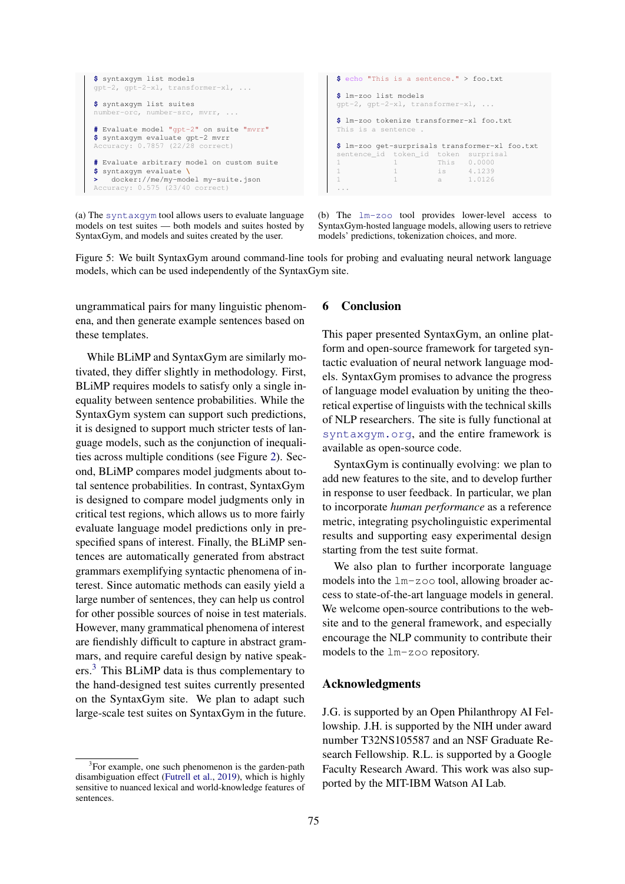```
$ syntaxgym list models
gpt-2, gpt-2-xl, transformer-xl, ...

$ syntaxgym list suites
number-orc, number-src, mvrr, ...

# Evaluate model "gpt-2" on suite "mvrr"
$ syntaxgym evaluate gpt-2 mvrr
Accuracy: 0.7857 (22/28 correct)

# Evaluate arbitrary model on custom suite
$ syntaxgym evaluate \
>   docker://me/my-model my-suite.json
Accuracy: 0.575 (23/40 correct)
```

(a) The `syntaxgym` tool allows users to evaluate language models on test suites — both models and suites hosted by SyntaxGym, and models and suites created by the user.

```
$ echo "This is a sentence." > foo.txt

$ lm-zoo list models
gpt-2, gpt-2-xl, transformer-xl, ...

$ lm-zoo tokenize transformer-xl foo.txt
This is a sentence .

$ lm-zoo get-surprisals transformer-xl foo.txt
sentence_id  token_id  token  surprisal
1            1         This   0.0000
1            1         is     4.1239
1            1         a      1.0126
...
```

(b) The `lm-zoo` tool provides lower-level access to SyntaxGym-hosted language models, allowing users to retrieve models' predictions, tokenization choices, and more.

Figure 5: We built SyntaxGym around command-line tools for probing and evaluating neural network language models, which can be used independently of the SyntaxGym site.

ungrammatical pairs for many linguistic phenomena, and then generate example sentences based on these templates.

While BLiMP and SyntaxGym are similarly motivated, they differ slightly in methodology. First, BLiMP requires models to satisfy only a single inequality between sentence probabilities. While the SyntaxGym system can support such predictions, it is designed to support much stricter tests of language models, such as the conjunction of inequalities across multiple conditions (see Figure 2). Second, BLiMP compares model judgments about total sentence probabilities. In contrast, SyntaxGym is designed to compare model judgments only in critical test regions, which allows us to more fairly evaluate language model predictions only in prespecified spans of interest. Finally, the BLiMP sentences are automatically generated from abstract grammars exemplifying syntactic phenomena of interest. Since automatic methods can easily yield a large number of sentences, they can help us control for other possible sources of noise in test materials. However, many grammatical phenomena of interest are fiendishly difficult to capture in abstract grammars, and require careful design by native speakers.[3] This BLiMP data is thus complementary to the hand-designed test suites currently presented on the SyntaxGym site. We plan to adapt such large-scale test suites on SyntaxGym in the future.

[3]For example, one such phenomenon is the garden-path disambiguation effect (Futrell et al., 2019), which is highly sensitive to nuanced lexical and world-knowledge features of sentences.

## 6 Conclusion

This paper presented SyntaxGym, an online platform and open-source framework for targeted syntactic evaluation of neural network language models. SyntaxGym promises to advance the progress of language model evaluation by uniting the theoretical expertise of linguists with the technical skills of NLP researchers. The site is fully functional at `syntaxgym.org`, and the entire framework is available as open-source code.

SyntaxGym is continually evolving: we plan to add new features to the site, and to develop further in response to user feedback. In particular, we plan to incorporate *human performance* as a reference metric, integrating psycholinguistic experimental results and supporting easy experimental design starting from the test suite format.

We also plan to further incorporate language models into the `lm-zoo` tool, allowing broader access to state-of-the-art language models in general. We welcome open-source contributions to the website and to the general framework, and especially encourage the NLP community to contribute their models to the `lm-zoo` repository.

## Acknowledgments

J.G. is supported by an Open Philanthropy AI Fellowship. J.H. is supported by the NIH under award number T32NS105587 and an NSF Graduate Research Fellowship. R.L. is supported by a Google Faculty Research Award. This work was also supported by the MIT-IBM Watson AI Lab.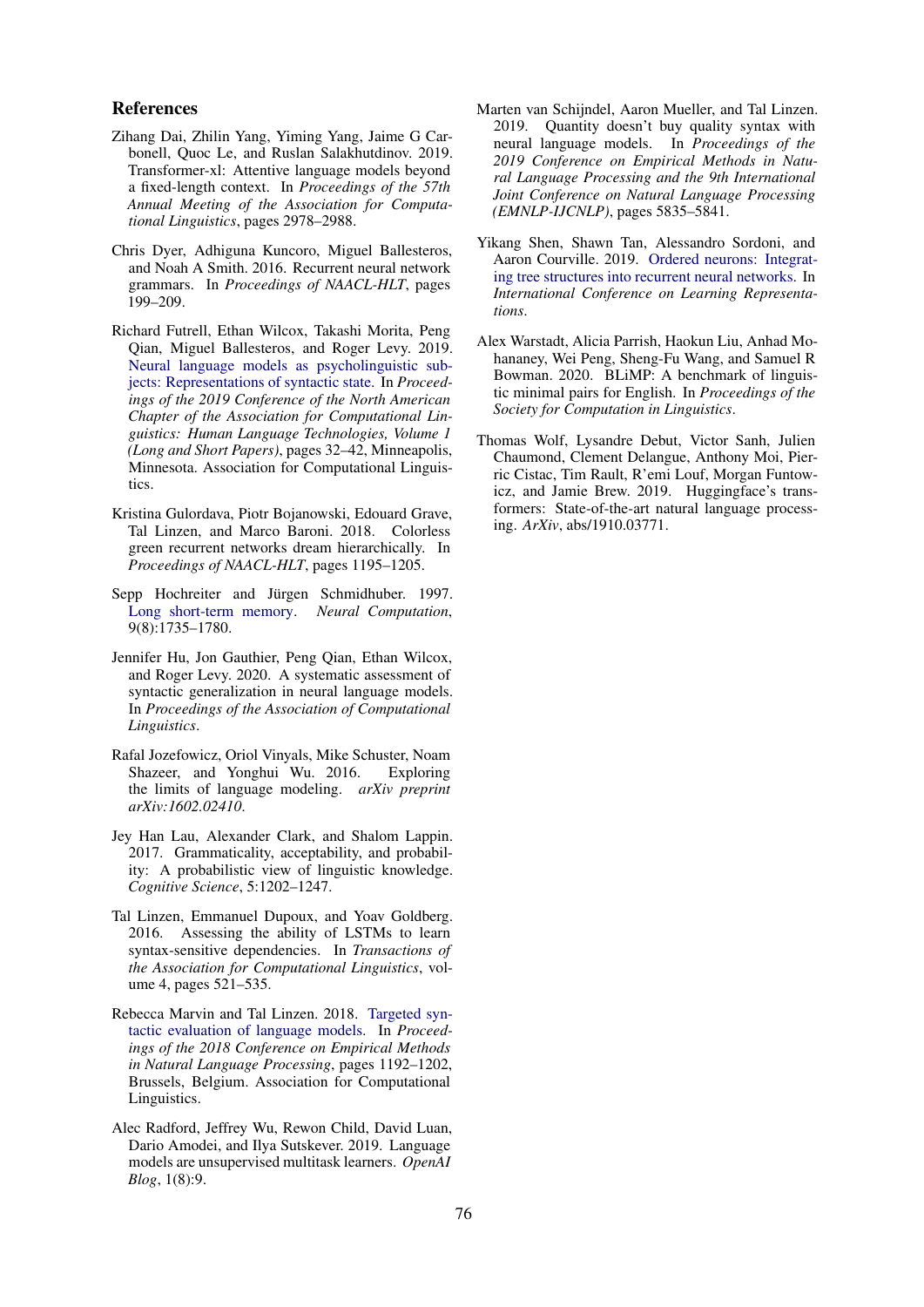## References

Zihang Dai, Zhilin Yang, Yiming Yang, Jaime G Carbonell, Quoc Le, and Ruslan Salakhutdinov. 2019. Transformer-xl: Attentive language models beyond a fixed-length context. In *Proceedings of the 57th Annual Meeting of the Association for Computational Linguistics*, pages 2978–2988.

Chris Dyer, Adhiguna Kuncoro, Miguel Ballesteros, and Noah A Smith. 2016. Recurrent neural network grammars. In *Proceedings of NAACL-HLT*, pages 199–209.

Richard Futrell, Ethan Wilcox, Takashi Morita, Peng Qian, Miguel Ballesteros, and Roger Levy. 2019. Neural language models as psycholinguistic subjects: Representations of syntactic state. In *Proceedings of the 2019 Conference of the North American Chapter of the Association for Computational Linguistics: Human Language Technologies, Volume 1 (Long and Short Papers)*, pages 32–42, Minneapolis, Minnesota. Association for Computational Linguistics.

Kristina Gulordava, Piotr Bojanowski, Edouard Grave, Tal Linzen, and Marco Baroni. 2018. Colorless green recurrent networks dream hierarchically. In *Proceedings of NAACL-HLT*, pages 1195–1205.

Sepp Hochreiter and Jürgen Schmidhuber. 1997. Long short-term memory. *Neural Computation*, 9(8):1735–1780.

Jennifer Hu, Jon Gauthier, Peng Qian, Ethan Wilcox, and Roger Levy. 2020. A systematic assessment of syntactic generalization in neural language models. In *Proceedings of the Association of Computational Linguistics*.

Rafal Jozefowicz, Oriol Vinyals, Mike Schuster, Noam Shazeer, and Yonghui Wu. 2016. Exploring the limits of language modeling. *arXiv preprint arXiv:1602.02410*.

Jey Han Lau, Alexander Clark, and Shalom Lappin. 2017. Grammaticality, acceptability, and probability: A probabilistic view of linguistic knowledge. *Cognitive Science*, 5:1202–1247.

Tal Linzen, Emmanuel Dupoux, and Yoav Goldberg. 2016. Assessing the ability of LSTMs to learn syntax-sensitive dependencies. In *Transactions of the Association for Computational Linguistics*, volume 4, pages 521–535.

Rebecca Marvin and Tal Linzen. 2018. Targeted syntactic evaluation of language models. In *Proceedings of the 2018 Conference on Empirical Methods in Natural Language Processing*, pages 1192–1202, Brussels, Belgium. Association for Computational Linguistics.

Alec Radford, Jeffrey Wu, Rewon Child, David Luan, Dario Amodei, and Ilya Sutskever. 2019. Language models are unsupervised multitask learners. *OpenAI Blog*, 1(8):9.

Marten van Schijndel, Aaron Mueller, and Tal Linzen. 2019. Quantity doesn't buy quality syntax with neural language models. In *Proceedings of the 2019 Conference on Empirical Methods in Natural Language Processing and the 9th International Joint Conference on Natural Language Processing (EMNLP-IJCNLP)*, pages 5835–5841.

Yikang Shen, Shawn Tan, Alessandro Sordoni, and Aaron Courville. 2019. Ordered neurons: Integrating tree structures into recurrent neural networks. In *International Conference on Learning Representations*.

Alex Warstadt, Alicia Parrish, Haokun Liu, Anhad Mohananey, Wei Peng, Sheng-Fu Wang, and Samuel R Bowman. 2020. BLiMP: A benchmark of linguistic minimal pairs for English. In *Proceedings of the Society for Computation in Linguistics*.

Thomas Wolf, Lysandre Debut, Victor Sanh, Julien Chaumond, Clement Delangue, Anthony Moi, Pierric Cistac, Tim Rault, R'emi Louf, Morgan Funtowicz, and Jamie Brew. 2019. Huggingface's transformers: State-of-the-art natural language processing. *ArXiv*, abs/1910.03771.